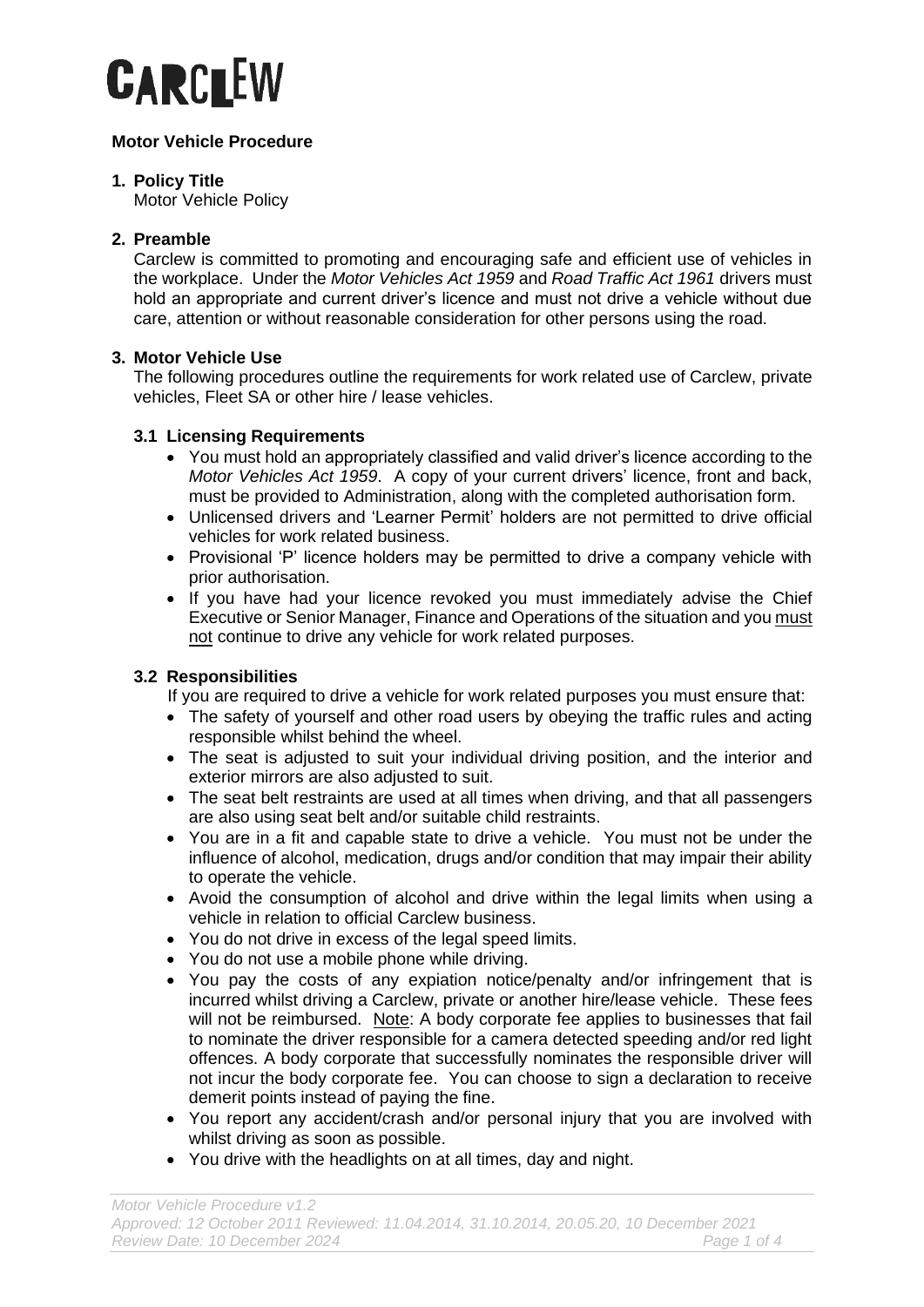# CARCLEW

**Motor Vehicle Procedure**

## 1. Policy Title

Motor Vehicle Policy

## 2. Preamble

Carclew is committed to promoting and encouraging safe and efficient use of vehicles in the workplace. Under the *Motor Vehicles Act 1959* and *Road Traffic Act 1961* drivers must hold an appropriate and current driver's licence and must not drive a vehicle without due care, attention or without reasonable consideration for other persons using the road.

## 3. Motor Vehicle Use

The following procedures outline the requirements for work related use of Carclew, private vehicles, Fleet SA or other hire / lease vehicles.

### 3.1 Licensing Requirements

- You must hold an appropriately classified and valid driver's licence according to the *Motor Vehicles Act 1959*. A copy of your current drivers' licence, front and back, must be provided to Administration, along with the completed authorisation form.
- Unlicensed drivers and 'Learner Permit' holders are not permitted to drive official vehicles for work related business.
- Provisional 'P' licence holders may be permitted to drive a company vehicle with prior authorisation.
- If you have had your licence revoked you must immediately advise the Chief Executive or Senior Manager, Finance and Operations of the situation and you <u>must not</u> continue to drive any vehicle for work related purposes.

### 3.2 Responsibilities

If you are required to drive a vehicle for work related purposes you must ensure that:

- The safety of yourself and other road users by obeying the traffic rules and acting responsible whilst behind the wheel.
- The seat is adjusted to suit your individual driving position, and the interior and exterior mirrors are also adjusted to suit.
- The seat belt restraints are used at all times when driving, and that all passengers are also using seat belt and/or suitable child restraints.
- You are in a fit and capable state to drive a vehicle. You must not be under the influence of alcohol, medication, drugs and/or condition that may impair their ability to operate the vehicle.
- Avoid the consumption of alcohol and drive within the legal limits when using a vehicle in relation to official Carclew business.
- You do not drive in excess of the legal speed limits.
- You do not use a mobile phone while driving.
- You pay the costs of any expiation notice/penalty and/or infringement that is incurred whilst driving a Carclew, private or another hire/lease vehicle. These fees will not be reimbursed. <u>Note</u>: A body corporate fee applies to businesses that fail to nominate the driver responsible for a camera detected speeding and/or red light offences. A body corporate that successfully nominates the responsible driver will not incur the body corporate fee. You can choose to sign a declaration to receive demerit points instead of paying the fine.
- You report any accident/crash and/or personal injury that you are involved with whilst driving as soon as possible.
- You drive with the headlights on at all times, day and night.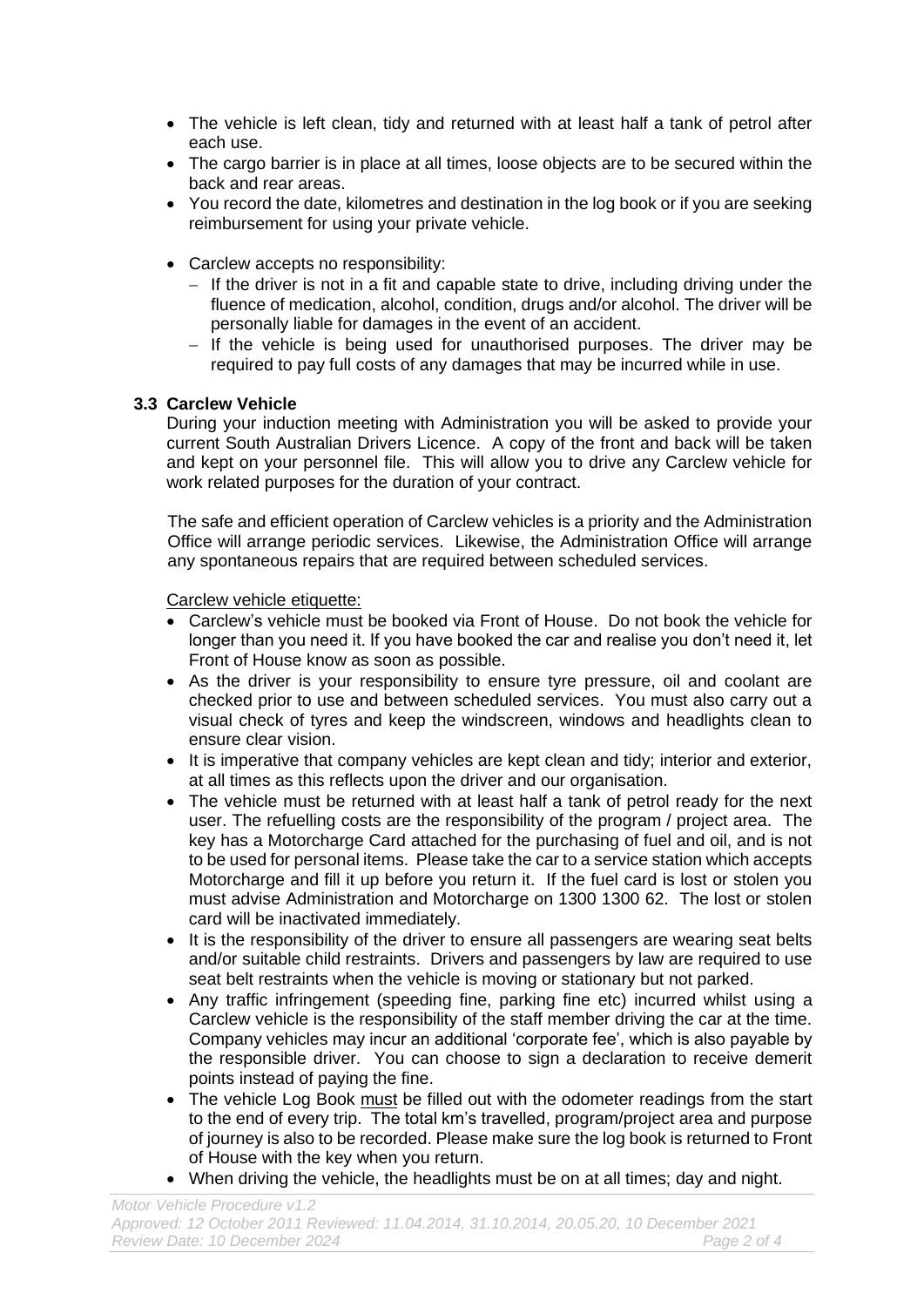- The vehicle is left clean, tidy and returned with at least half a tank of petrol after each use.
- The cargo barrier is in place at all times, loose objects are to be secured within the back and rear areas.
- You record the date, kilometres and destination in the log book or if you are seeking reimbursement for using your private vehicle.

- Carclew accepts no responsibility:
  - If the driver is not in a fit and capable state to drive, including driving under the fluence of medication, alcohol, condition, drugs and/or alcohol. The driver will be personally liable for damages in the event of an accident.
  - If the vehicle is being used for unauthorised purposes. The driver may be required to pay full costs of any damages that may be incurred while in use.

### 3.3 Carclew Vehicle

During your induction meeting with Administration you will be asked to provide your current South Australian Drivers Licence. A copy of the front and back will be taken and kept on your personnel file. This will allow you to drive any Carclew vehicle for work related purposes for the duration of your contract.

The safe and efficient operation of Carclew vehicles is a priority and the Administration Office will arrange periodic services. Likewise, the Administration Office will arrange any spontaneous repairs that are required between scheduled services.

<u>Carclew vehicle etiquette:</u>

- Carclew's vehicle must be booked via Front of House. Do not book the vehicle for longer than you need it. If you have booked the car and realise you don't need it, let Front of House know as soon as possible.
- As the driver is your responsibility to ensure tyre pressure, oil and coolant are checked prior to use and between scheduled services. You must also carry out a visual check of tyres and keep the windscreen, windows and headlights clean to ensure clear vision.
- It is imperative that company vehicles are kept clean and tidy; interior and exterior, at all times as this reflects upon the driver and our organisation.
- The vehicle must be returned with at least half a tank of petrol ready for the next user. The refuelling costs are the responsibility of the program / project area. The key has a Motorcharge Card attached for the purchasing of fuel and oil, and is not to be used for personal items. Please take the car to a service station which accepts Motorcharge and fill it up before you return it. If the fuel card is lost or stolen you must advise Administration and Motorcharge on 1300 1300 62. The lost or stolen card will be inactivated immediately.
- It is the responsibility of the driver to ensure all passengers are wearing seat belts and/or suitable child restraints. Drivers and passengers by law are required to use seat belt restraints when the vehicle is moving or stationary but not parked.
- Any traffic infringement (speeding fine, parking fine etc) incurred whilst using a Carclew vehicle is the responsibility of the staff member driving the car at the time. Company vehicles may incur an additional 'corporate fee', which is also payable by the responsible driver. You can choose to sign a declaration to receive demerit points instead of paying the fine.
- The vehicle Log Book <u>must</u> be filled out with the odometer readings from the start to the end of every trip. The total km's travelled, program/project area and purpose of journey is also to be recorded. Please make sure the log book is returned to Front of House with the key when you return.
- When driving the vehicle, the headlights must be on at all times; day and night.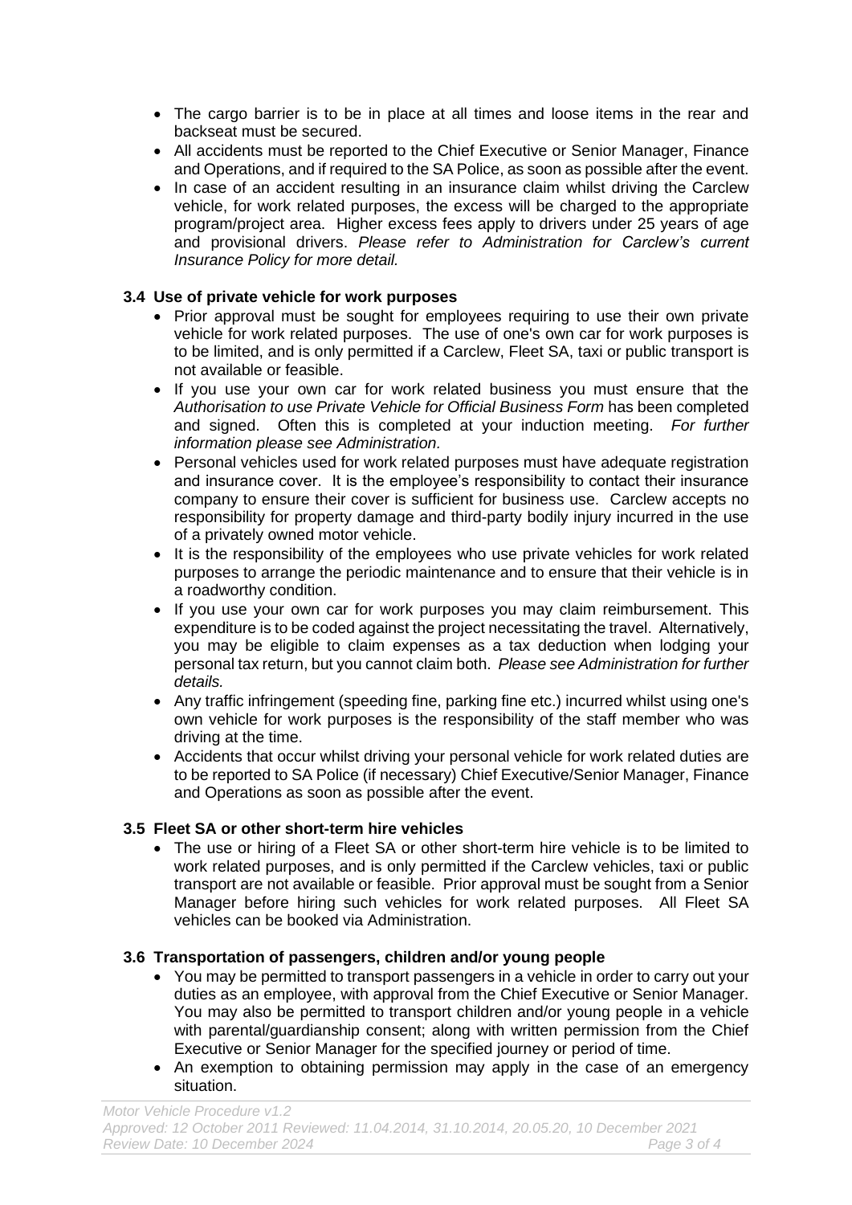- The cargo barrier is to be in place at all times and loose items in the rear and backseat must be secured.
- All accidents must be reported to the Chief Executive or Senior Manager, Finance and Operations, and if required to the SA Police, as soon as possible after the event.
- In case of an accident resulting in an insurance claim whilst driving the Carclew vehicle, for work related purposes, the excess will be charged to the appropriate program/project area. Higher excess fees apply to drivers under 25 years of age and provisional drivers. *Please refer to Administration for Carclew's current Insurance Policy for more detail.*

### 3.4 Use of private vehicle for work purposes

- Prior approval must be sought for employees requiring to use their own private vehicle for work related purposes. The use of one's own car for work purposes is to be limited, and is only permitted if a Carclew, Fleet SA, taxi or public transport is not available or feasible.
- If you use your own car for work related business you must ensure that the *Authorisation to use Private Vehicle for Official Business Form* has been completed and signed. Often this is completed at your induction meeting. *For further information please see Administration.*
- Personal vehicles used for work related purposes must have adequate registration and insurance cover. It is the employee's responsibility to contact their insurance company to ensure their cover is sufficient for business use. Carclew accepts no responsibility for property damage and third-party bodily injury incurred in the use of a privately owned motor vehicle.
- It is the responsibility of the employees who use private vehicles for work related purposes to arrange the periodic maintenance and to ensure that their vehicle is in a roadworthy condition.
- If you use your own car for work purposes you may claim reimbursement. This expenditure is to be coded against the project necessitating the travel. Alternatively, you may be eligible to claim expenses as a tax deduction when lodging your personal tax return, but you cannot claim both. *Please see Administration for further details.*
- Any traffic infringement (speeding fine, parking fine etc.) incurred whilst using one's own vehicle for work purposes is the responsibility of the staff member who was driving at the time.
- Accidents that occur whilst driving your personal vehicle for work related duties are to be reported to SA Police (if necessary) Chief Executive/Senior Manager, Finance and Operations as soon as possible after the event.

### 3.5 Fleet SA or other short-term hire vehicles

- The use or hiring of a Fleet SA or other short-term hire vehicle is to be limited to work related purposes, and is only permitted if the Carclew vehicles, taxi or public transport are not available or feasible. Prior approval must be sought from a Senior Manager before hiring such vehicles for work related purposes. All Fleet SA vehicles can be booked via Administration.

### 3.6 Transportation of passengers, children and/or young people

- You may be permitted to transport passengers in a vehicle in order to carry out your duties as an employee, with approval from the Chief Executive or Senior Manager. You may also be permitted to transport children and/or young people in a vehicle with parental/guardianship consent; along with written permission from the Chief Executive or Senior Manager for the specified journey or period of time.
- An exemption to obtaining permission may apply in the case of an emergency situation.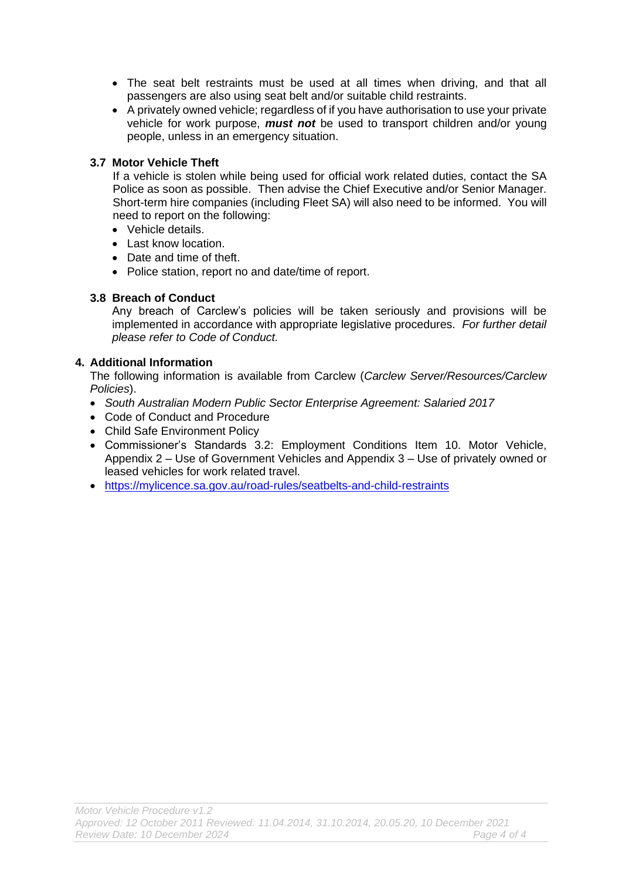- The seat belt restraints must be used at all times when driving, and that all passengers are also using seat belt and/or suitable child restraints.
- A privately owned vehicle; regardless of if you have authorisation to use your private vehicle for work purpose, ***must not*** be used to transport children and/or young people, unless in an emergency situation.

### 3.7 Motor Vehicle Theft

If a vehicle is stolen while being used for official work related duties, contact the SA Police as soon as possible. Then advise the Chief Executive and/or Senior Manager. Short-term hire companies (including Fleet SA) will also need to be informed. You will need to report on the following:

- Vehicle details.
- Last know location.
- Date and time of theft.
- Police station, report no and date/time of report.

### 3.8 Breach of Conduct

Any breach of Carclew's policies will be taken seriously and provisions will be implemented in accordance with appropriate legislative procedures. *For further detail please refer to Code of Conduct.*

## 4. Additional Information

The following information is available from Carclew (*Carclew Server/Resources/Carclew Policies*).

- *South Australian Modern Public Sector Enterprise Agreement: Salaried 2017*
- Code of Conduct and Procedure
- Child Safe Environment Policy
- Commissioner's Standards 3.2: Employment Conditions Item 10. Motor Vehicle, Appendix 2 – Use of Government Vehicles and Appendix 3 – Use of privately owned or leased vehicles for work related travel.
- https://mylicence.sa.gov.au/road-rules/seatbelts-and-child-restraints

*Motor Vehicle Procedure v1.2*
*Approved: 12 October 2011 Reviewed: 11.04.2014, 31.10.2014, 20.05.20, 10 December 2021*
*Review Date: 10 December 2024*